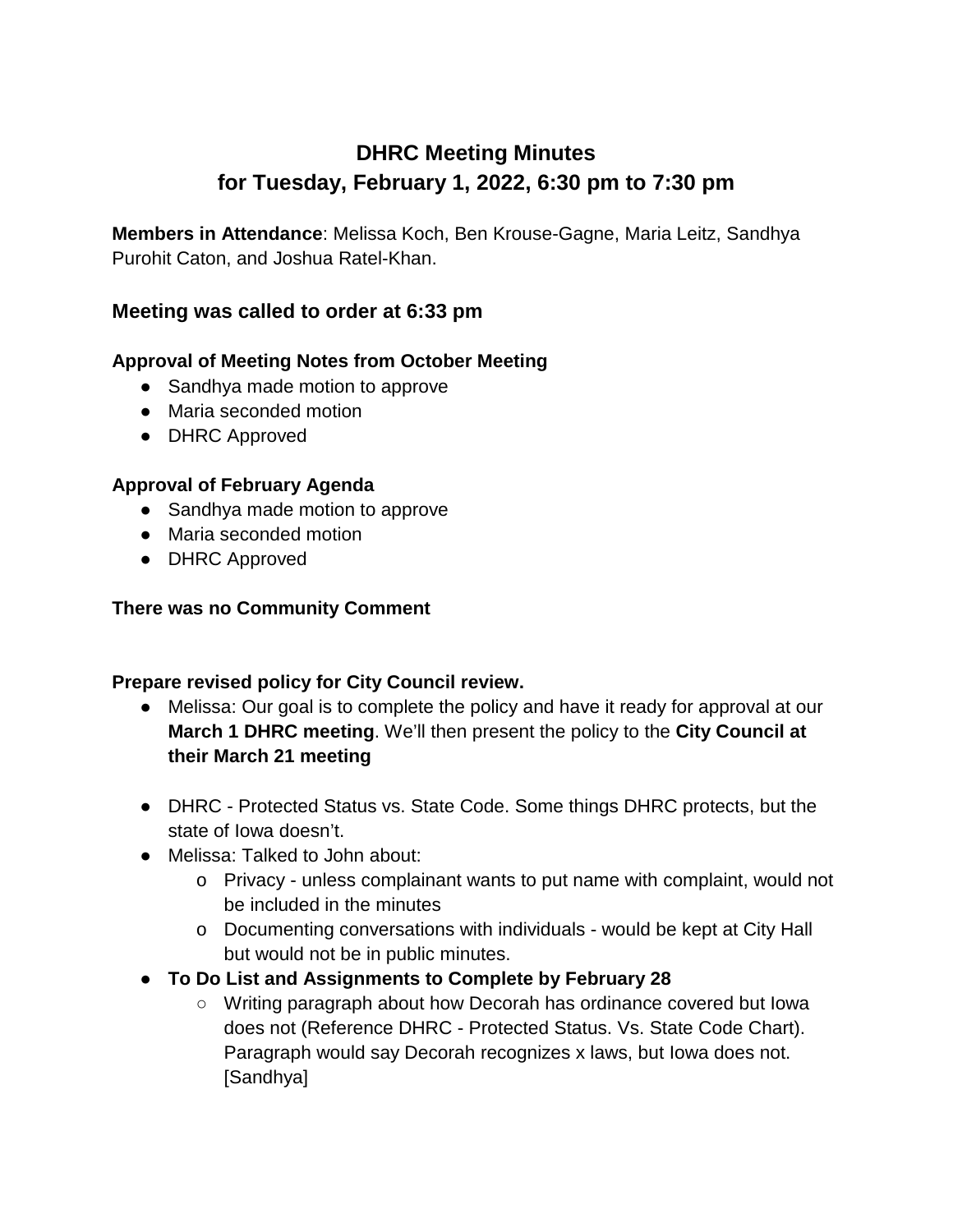# DHRC Meeting Minutes
# for Tuesday, February 1, 2022, 6:30 pm to 7:30 pm

**Members in Attendance**: Melissa Koch, Ben Krouse-Gagne, Maria Leitz, Sandhya Purohit Caton, and Joshua Ratel-Khan.

## Meeting was called to order at 6:33 pm

### Approval of Meeting Notes from October Meeting

- Sandhya made motion to approve
- Maria seconded motion
- DHRC Approved

### Approval of February Agenda

- Sandhya made motion to approve
- Maria seconded motion
- DHRC Approved

### There was no Community Comment

### Prepare revised policy for City Council review.

- Melissa: Our goal is to complete the policy and have it ready for approval at our **March 1 DHRC meeting**. We'll then present the policy to the **City Council at their March 21 meeting**
- DHRC - Protected Status vs. State Code. Some things DHRC protects, but the state of Iowa doesn't.
- Melissa: Talked to John about:
    - Privacy - unless complainant wants to put name with complaint, would not be included in the minutes
    - Documenting conversations with individuals - would be kept at City Hall but would not be in public minutes.
- **To Do List and Assignments to Complete by February 28**
    - Writing paragraph about how Decorah has ordinance covered but Iowa does not (Reference DHRC - Protected Status. Vs. State Code Chart). Paragraph would say Decorah recognizes x laws, but Iowa does not. [Sandhya]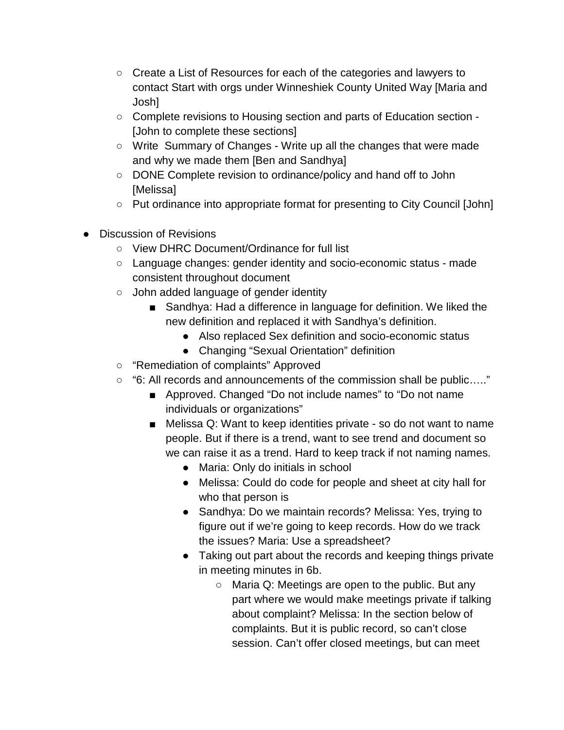- Create a List of Resources for each of the categories and lawyers to contact Start with orgs under Winneshiek County United Way [Maria and Josh]
    - Complete revisions to Housing section and parts of Education section - [John to complete these sections]
    - Write  Summary of Changes - Write up all the changes that were made and why we made them [Ben and Sandhya]
    - DONE Complete revision to ordinance/policy and hand off to John [Melissa]
    - Put ordinance into appropriate format for presenting to City Council [John]

- Discussion of Revisions
    - View DHRC Document/Ordinance for full list
    - Language changes: gender identity and socio-economic status - made consistent throughout document
    - John added language of gender identity
        - Sandhya: Had a difference in language for definition. We liked the new definition and replaced it with Sandhya's definition.
            - Also replaced Sex definition and socio-economic status
            - Changing "Sexual Orientation" definition
    - "Remediation of complaints" Approved
    - "6: All records and announcements of the commission shall be public….."
        - Approved. Changed "Do not include names" to "Do not name individuals or organizations"
        - Melissa Q: Want to keep identities private - so do not want to name people. But if there is a trend, want to see trend and document so we can raise it as a trend. Hard to keep track if not naming names.
            - Maria: Only do initials in school
            - Melissa: Could do code for people and sheet at city hall for who that person is
            - Sandhya: Do we maintain records? Melissa: Yes, trying to figure out if we're going to keep records. How do we track the issues? Maria: Use a spreadsheet?
            - Taking out part about the records and keeping things private in meeting minutes in 6b.
                - Maria Q: Meetings are open to the public. But any part where we would make meetings private if talking about complaint? Melissa: In the section below of complaints. But it is public record, so can't close session. Can't offer closed meetings, but can meet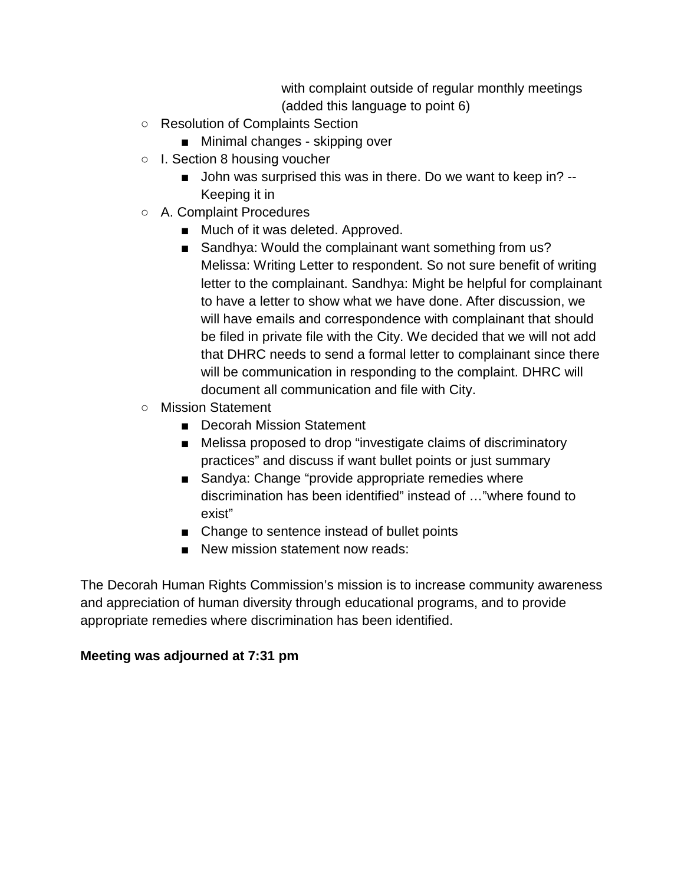with complaint outside of regular monthly meetings (added this language to point 6)

- Resolution of Complaints Section
    - Minimal changes - skipping over
- I. Section 8 housing voucher
    - John was surprised this was in there. Do we want to keep in? -- Keeping it in
- A. Complaint Procedures
    - Much of it was deleted. Approved.
    - Sandhya: Would the complainant want something from us? Melissa: Writing Letter to respondent. So not sure benefit of writing letter to the complainant. Sandhya: Might be helpful for complainant to have a letter to show what we have done. After discussion, we will have emails and correspondence with complainant that should be filed in private file with the City. We decided that we will not add that DHRC needs to send a formal letter to complainant since there will be communication in responding to the complaint. DHRC will document all communication and file with City.
- Mission Statement
    - Decorah Mission Statement
    - Melissa proposed to drop "investigate claims of discriminatory practices" and discuss if want bullet points or just summary
    - Sandya: Change "provide appropriate remedies where discrimination has been identified" instead of …"where found to exist"
    - Change to sentence instead of bullet points
    - New mission statement now reads:

The Decorah Human Rights Commission's mission is to increase community awareness and appreciation of human diversity through educational programs, and to provide appropriate remedies where discrimination has been identified.

**Meeting was adjourned at 7:31 pm**